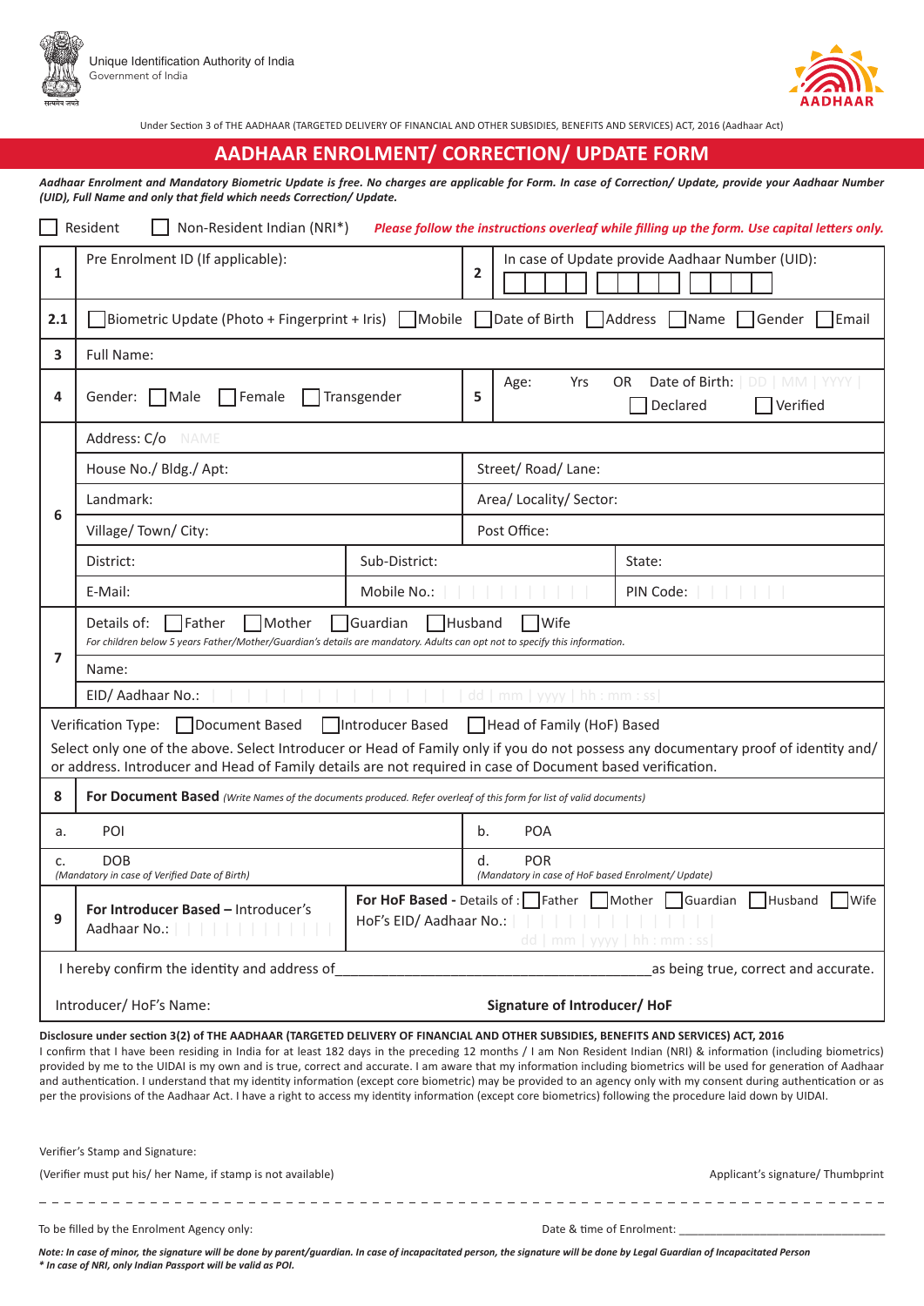Unique Identification Authority of India
Government of India

AADHAAR

Under Section 3 of THE AADHAAR (TARGETED DELIVERY OF FINANCIAL AND OTHER SUBSIDIES, BENEFITS AND SERVICES) ACT, 2016 (Aadhaar Act)

# AADHAAR ENROLMENT/ CORRECTION/ UPDATE FORM

***Aadhaar Enrolment and Mandatory Biometric Update is free. No charges are applicable for Form. In case of Correction/ Update, provide your Aadhaar Number (UID), Full Name and only that field which needs Correction/ Update.***

☐ Resident ☐ Non-Resident Indian (NRI*) ***Please follow the instructions overleaf while filling up the form. Use capital letters only.***

| | | | |
|---|---|---|---|
| **1** | Pre Enrolment ID (If applicable): | **2** | In case of Update provide Aadhaar Number (UID): |
| **2.1** | ☐ Biometric Update (Photo + Fingerprint + Iris) ☐ Mobile ☐ Date of Birth ☐ Address ☐ Name ☐ Gender ☐ Email | | |
| **3** | Full Name: | | |
| **4** | Gender: ☐ Male ☐ Female ☐ Transgender | **5** | Age: Yrs OR Date of Birth: DD \| MM \| YYYY ☐ Declared ☐ Verified |
| **6** | Address: C/o NAME | | |
| | House No./ Bldg./ Apt: | | Street/ Road/ Lane: |
| | Landmark: | | Area/ Locality/ Sector: |
| | Village/ Town/ City: | | Post Office: |
| | District: | Sub-District: | State: |
| | E-Mail: | Mobile No.: | PIN Code: |
| **7** | Details of: ☐ Father ☐ Mother ☐ Guardian ☐ Husband ☐ Wife *For children below 5 years Father/Mother/Guardian's details are mandatory. Adults can opt not to specify this information.* | | |
| | Name: | | |
| | EID/ Aadhaar No.: dd \| mm \| yyyy \| hh : mm : ss | | |
| | Verification Type: ☐ Document Based ☐ Introducer Based ☐ Head of Family (HoF) Based. Select only one of the above. Select Introducer or Head of Family only if you do not possess any documentary proof of identity and/ or address. Introducer and Head of Family details are not required in case of Document based verification. | | |
| **8** | **For Document Based** *(Write Names of the documents produced. Refer overleaf of this form for list of valid documents)* | | |
| a. | POI | b. | POA |
| c. | DOB *(Mandatory in case of Verified Date of Birth)* | d. | POR *(Mandatory in case of HoF based Enrolment/ Update)* |
| **9** | **For Introducer Based** – Introducer's Aadhaar No.: | | **For HoF Based** - Details of : ☐ Father ☐ Mother ☐ Guardian ☐ Husband ☐ Wife HoF's EID/ Aadhaar No.: dd \| mm \| yyyy \| hh : mm : ss |
| | I hereby confirm the identity and address of ________________________________ as being true, correct and accurate. | | |
| | Introducer/ HoF's Name: | | **Signature of Introducer/ HoF** |

**Disclosure under section 3(2) of THE AADHAAR (TARGETED DELIVERY OF FINANCIAL AND OTHER SUBSIDIES, BENEFITS AND SERVICES) ACT, 2016**

I confirm that I have been residing in India for at least 182 days in the preceding 12 months / I am Non Resident Indian (NRI) & information (including biometrics) provided by me to the UIDAI is my own and is true, correct and accurate. I am aware that my information including biometrics will be used for generation of Aadhaar and authentication. I understand that my identity information (except core biometric) may be provided to an agency only with my consent during authentication or as per the provisions of the Aadhaar Act. I have a right to access my identity information (except core biometrics) following the procedure laid down by UIDAI.

Verifier's Stamp and Signature:

(Verifier must put his/ her Name, if stamp is not available) Applicant's signature/ Thumbprint

- - - - - - - - - - - - - - - - - - - - - - - - - - - - - - - - - - - - - - - -

To be filled by the Enrolment Agency only: Date & time of Enrolment: ________________________________

***Note: In case of minor, the signature will be done by parent/guardian. In case of incapacitated person, the signature will be done by Legal Guardian of Incapacitated Person***
***\* In case of NRI, only Indian Passport will be valid as POI.***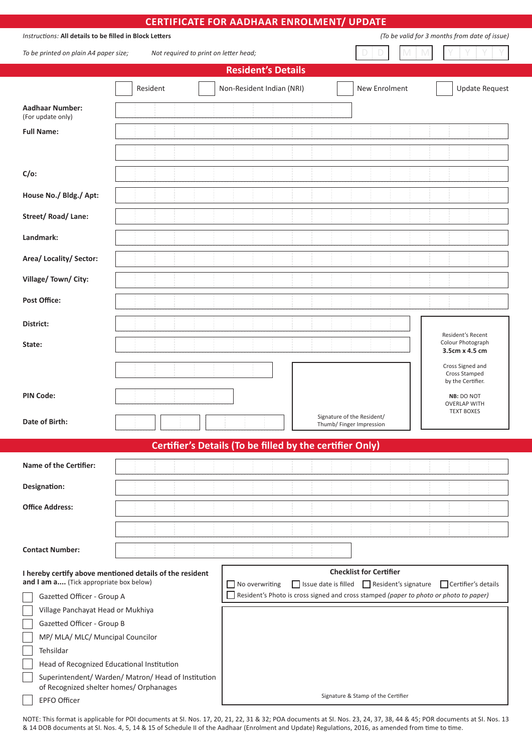# CERTIFICATE FOR AADHAAR ENROLMENT/ UPDATE

*Instructions:* **All details to be filled in Block Letters**

*(To be valid for 3 months from date of issue)*

*To be printed on plain A4 paper size;* *Not required to print on letter head;*

D D M M Y Y Y Y

## Resident's Details

☐ Resident ☐ Non-Resident Indian (NRI) ☐ New Enrolment ☐ Update Request

**Aadhaar Number:**
(For update only)

**Full Name:**

**C/o:**

**House No./ Bldg./ Apt:**

**Street/ Road/ Lane:**

**Landmark:**

**Area/ Locality/ Sector:**

**Village/ Town/ City:**

**Post Office:**

**District:**

**State:**

**PIN Code:**

**Date of Birth:**

Signature of the Resident/ Thumb/ Finger Impression

Resident's Recent Colour Photograph
**3.5cm x 4.5 cm**

Cross Signed and Cross Stamped by the Certifier.

**NB:** DO NOT OVERLAP WITH TEXT BOXES

## Certifier's Details (To be filled by the certifier Only)

**Name of the Certifier:**

**Designation:**

**Office Address:**

**Contact Number:**

**I hereby certify above mentioned details of the resident and I am a....** (Tick appropriate box below)

- ☐ Gazetted Officer - Group A
- ☐ Village Panchayat Head or Mukhiya
- ☐ Gazetted Officer - Group B
- ☐ MP/ MLA/ MLC/ Muncipal Councilor
- ☐ Tehsildar
- ☐ Head of Recognized Educational Institution
- ☐ Superintendent/ Warden/ Matron/ Head of Institution of Recognized shelter homes/ Orphanages
- ☐ EPFO Officer

**Checklist for Certifier**

☐ No overwriting ☐ Issue date is filled ☐ Resident's signature ☐ Certifier's details
☐ Resident's Photo is cross signed and cross stamped *(paper to photo or photo to paper)*

Signature & Stamp of the Certifier

NOTE: This format is applicable for POI documents at Sl. Nos. 17, 20, 21, 22, 31 & 32; POA documents at Sl. Nos. 23, 24, 37, 38, 44 & 45; POR documents at Sl. Nos. 13 & 14 DOB documents at Sl. Nos. 4, 5, 14 & 15 of Schedule II of the Aadhaar (Enrolment and Update) Regulations, 2016, as amended from time to time.